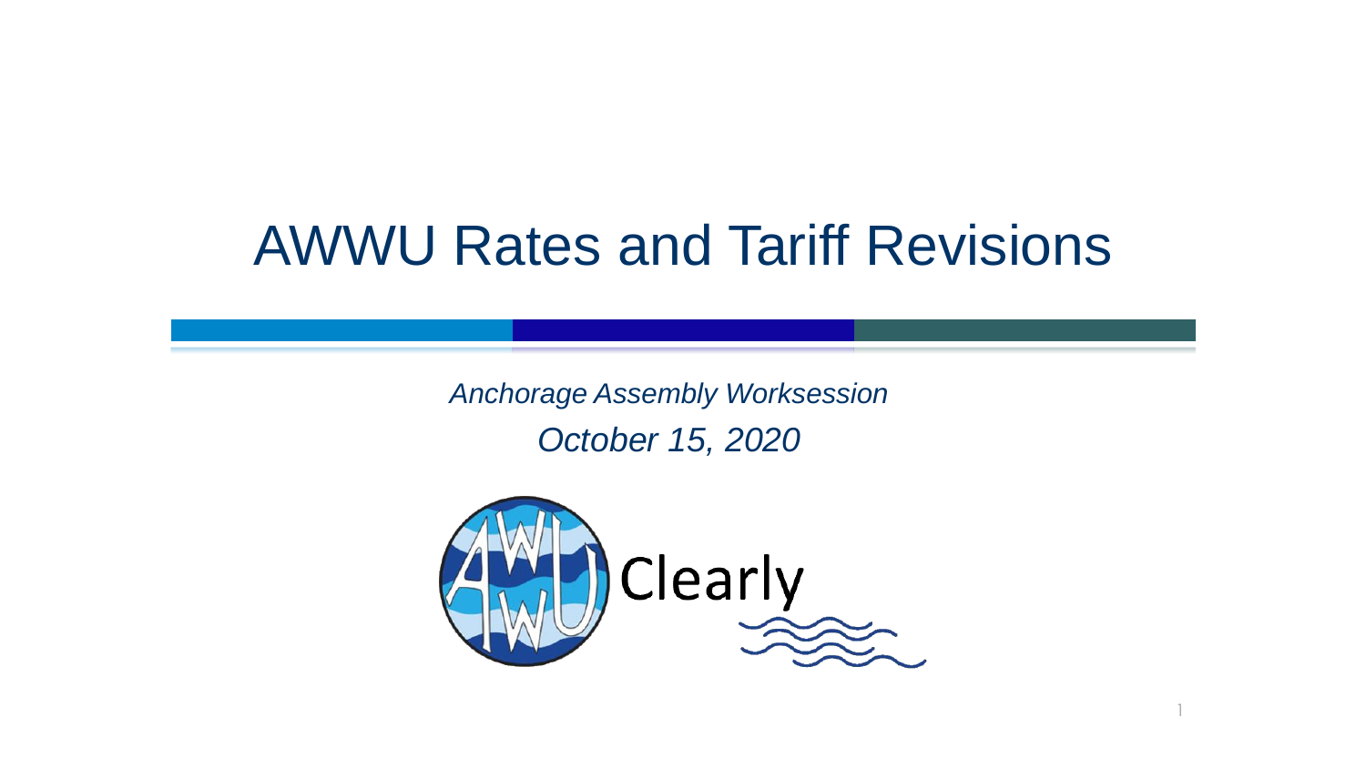# AWWU Rates and Tariff Revisions

*Anchorage Assembly Worksession*

*October 15, 2020*

Clearly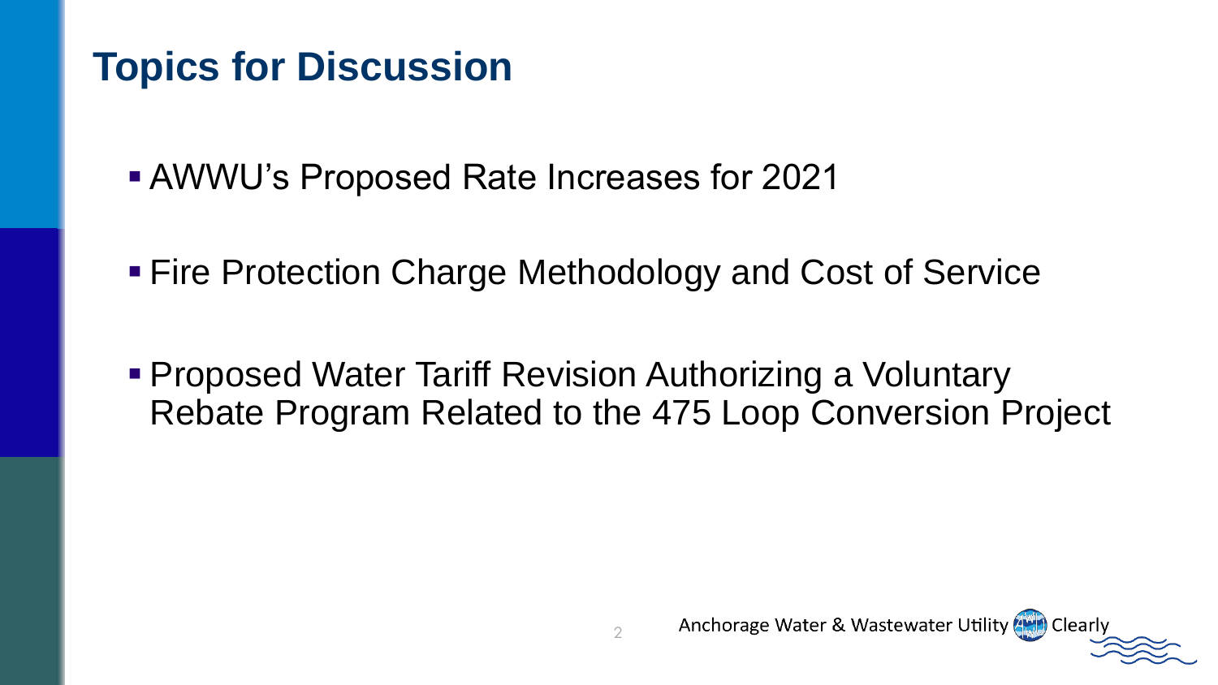# Topics for Discussion

- AWWU's Proposed Rate Increases for 2021
- Fire Protection Charge Methodology and Cost of Service
- Proposed Water Tariff Revision Authorizing a Voluntary Rebate Program Related to the 475 Loop Conversion Project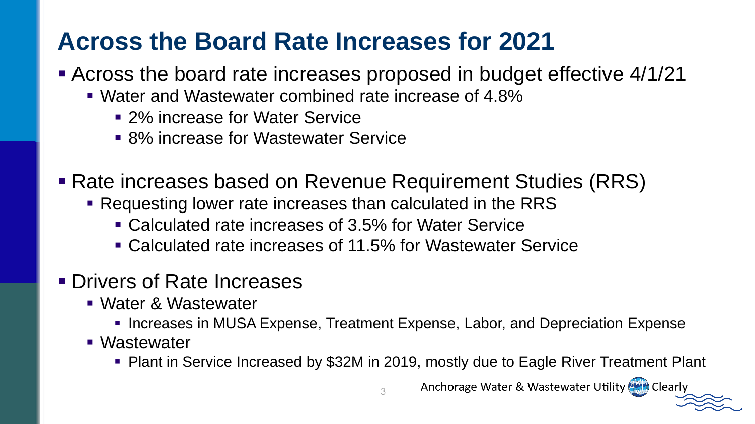# Across the Board Rate Increases for 2021

- Across the board rate increases proposed in budget effective 4/1/21
  - Water and Wastewater combined rate increase of 4.8%
    - 2% increase for Water Service
    - 8% increase for Wastewater Service

- Rate increases based on Revenue Requirement Studies (RRS)
  - Requesting lower rate increases than calculated in the RRS
    - Calculated rate increases of 3.5% for Water Service
    - Calculated rate increases of 11.5% for Wastewater Service

- Drivers of Rate Increases
  - Water & Wastewater
    - Increases in MUSA Expense, Treatment Expense, Labor, and Depreciation Expense
  - Wastewater
    - Plant in Service Increased by $32M in 2019, mostly due to Eagle River Treatment Plant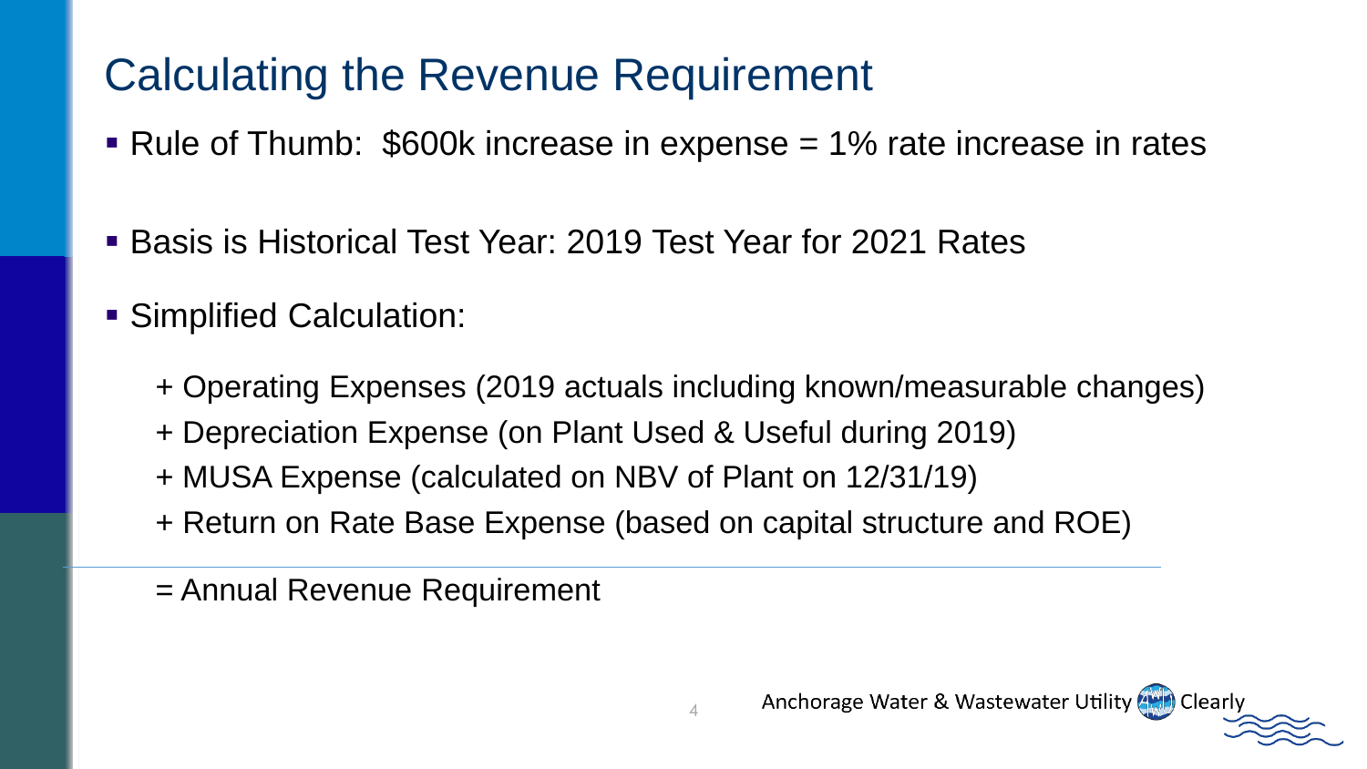# Calculating the Revenue Requirement

- Rule of Thumb: $600k increase in expense = 1% rate increase in rates
- Basis is Historical Test Year: 2019 Test Year for 2021 Rates
- Simplified Calculation:

  + Operating Expenses (2019 actuals including known/measurable changes)
  + Depreciation Expense (on Plant Used & Useful during 2019)
  + MUSA Expense (calculated on NBV of Plant on 12/31/19)
  + Return on Rate Base Expense (based on capital structure and ROE)

  ---

  = Annual Revenue Requirement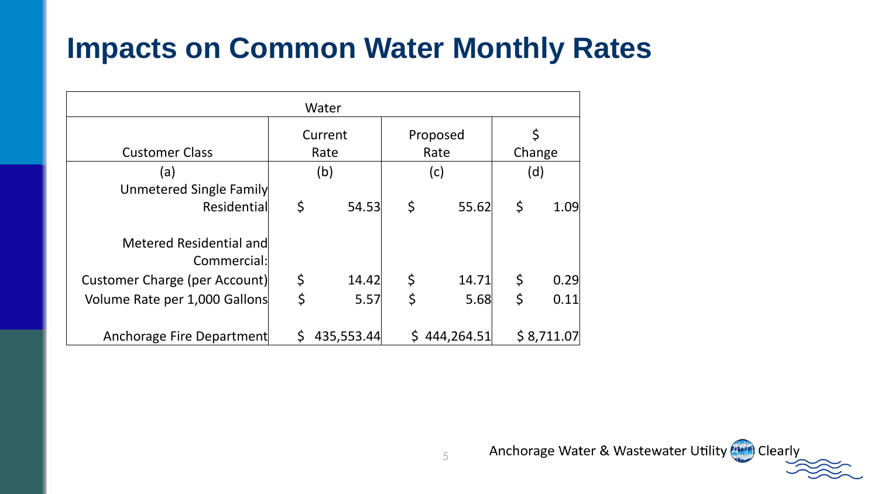# Impacts on Common Water Monthly Rates

| Water | | | |
|---|---|---|---|
| Customer Class | Current Rate | Proposed Rate | $ Change |
| (a) | (b) | (c) | (d) |
| Unmetered Single Family Residential | $ 54.53 | $ 55.62 | $ 1.09 |
| Metered Residential and Commercial: | | | |
| Customer Charge (per Account) | $ 14.42 | $ 14.71 | $ 0.29 |
| Volume Rate per 1,000 Gallons | $ 5.57 | $ 5.68 | $ 0.11 |
| Anchorage Fire Department | $ 435,553.44 | $ 444,264.51 | $ 8,711.07 |

Anchorage Water & Wastewater Utility Clearly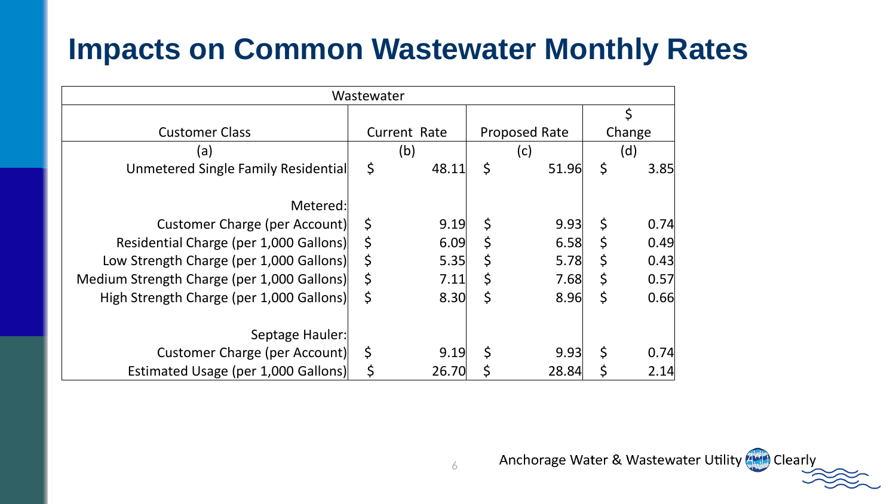# Impacts on Common Wastewater Monthly Rates

| Wastewater | | | |
|---|---|---|---|
| Customer Class | Current Rate | Proposed Rate | $ Change |
| (a) | (b) | (c) | (d) |
| Unmetered Single Family Residential | $ 48.11 | $ 51.96 | $ 3.85 |
| Metered: | | | |
| Customer Charge (per Account) | $ 9.19 | $ 9.93 | $ 0.74 |
| Residential Charge (per 1,000 Gallons) | $ 6.09 | $ 6.58 | $ 0.49 |
| Low Strength Charge (per 1,000 Gallons) | $ 5.35 | $ 5.78 | $ 0.43 |
| Medium Strength Charge (per 1,000 Gallons) | $ 7.11 | $ 7.68 | $ 0.57 |
| High Strength Charge (per 1,000 Gallons) | $ 8.30 | $ 8.96 | $ 0.66 |
| Septage Hauler: | | | |
| Customer Charge (per Account) | $ 9.19 | $ 9.93 | $ 0.74 |
| Estimated Usage (per 1,000 Gallons) | $ 26.70 | $ 28.84 | $ 2.14 |

Anchorage Water & Wastewater Utility Clearly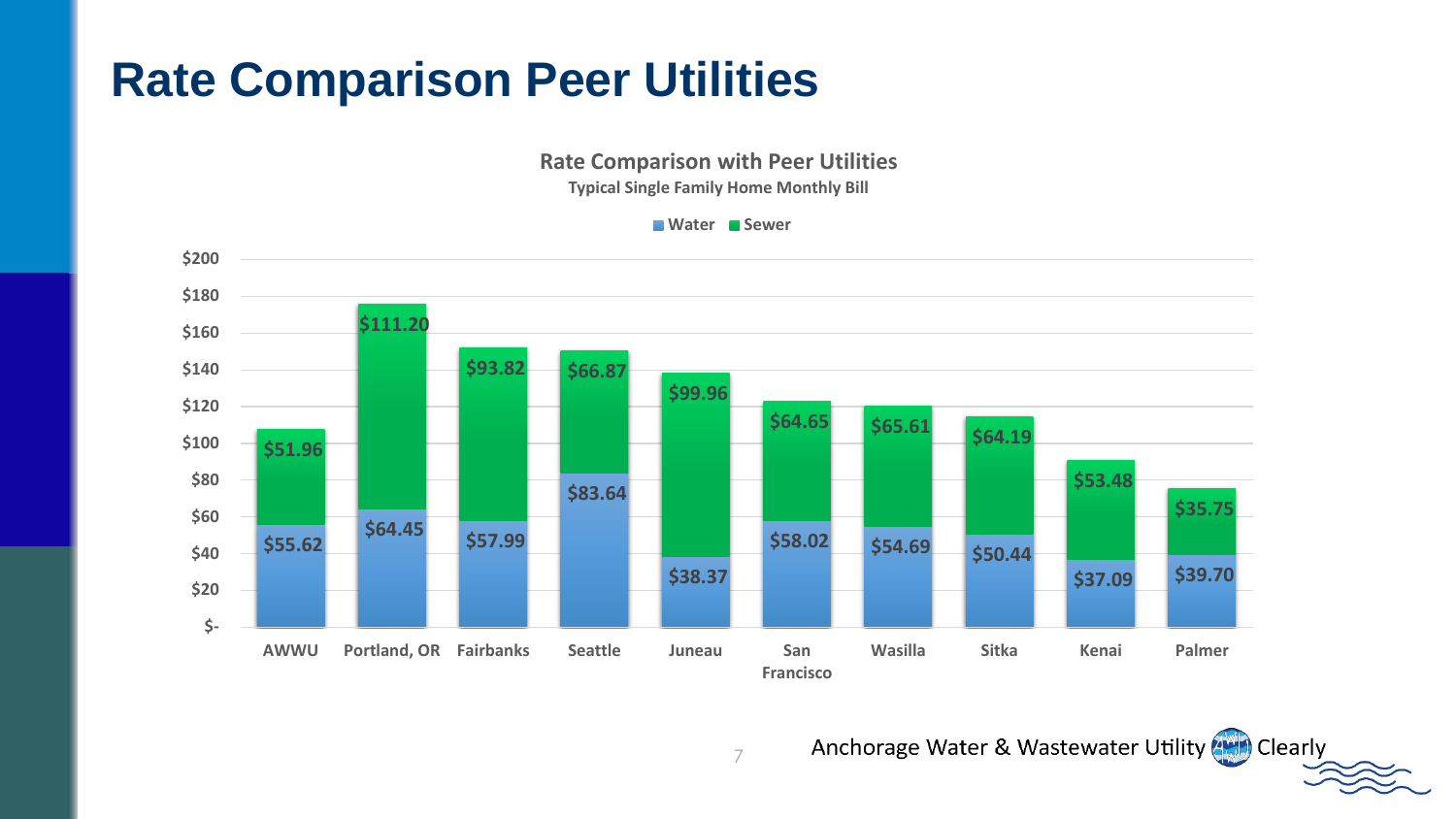# Rate Comparison Peer Utilities

**Rate Comparison with Peer Utilities**

Typical Single Family Home Monthly Bill

| Utility | Water | Sewer |
|---|---|---|
| AWWU | $55.62 | $51.96 |
| Portland, OR | $64.45 | $111.20 |
| Fairbanks | $57.99 | $93.82 |
| Seattle | $83.64 | $66.87 |
| Juneau | $38.37 | $99.96 |
| San Francisco | $58.02 | $64.65 |
| Wasilla | $54.69 | $65.61 |
| Sitka | $50.44 | $64.19 |
| Kenai | $37.09 | $53.48 |
| Palmer | $39.70 | $35.75 |

Anchorage Water & Wastewater Utility Clearly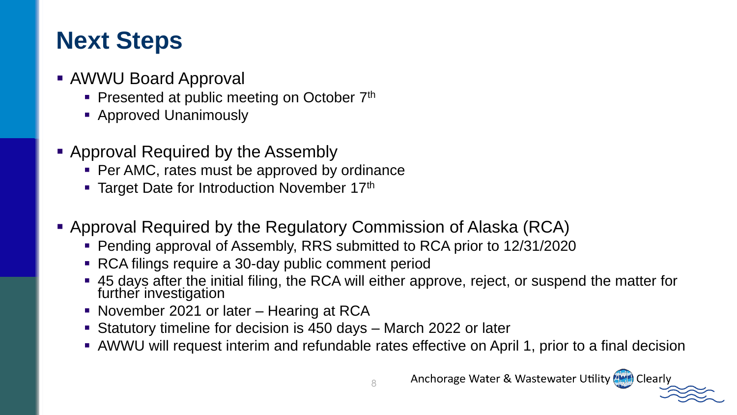# Next Steps

- AWWU Board Approval
  - Presented at public meeting on October 7th
  - Approved Unanimously
- Approval Required by the Assembly
  - Per AMC, rates must be approved by ordinance
  - Target Date for Introduction November 17th
- Approval Required by the Regulatory Commission of Alaska (RCA)
  - Pending approval of Assembly, RRS submitted to RCA prior to 12/31/2020
  - RCA filings require a 30-day public comment period
  - 45 days after the initial filing, the RCA will either approve, reject, or suspend the matter for further investigation
  - November 2021 or later – Hearing at RCA
  - Statutory timeline for decision is 450 days – March 2022 or later
  - AWWU will request interim and refundable rates effective on April 1, prior to a final decision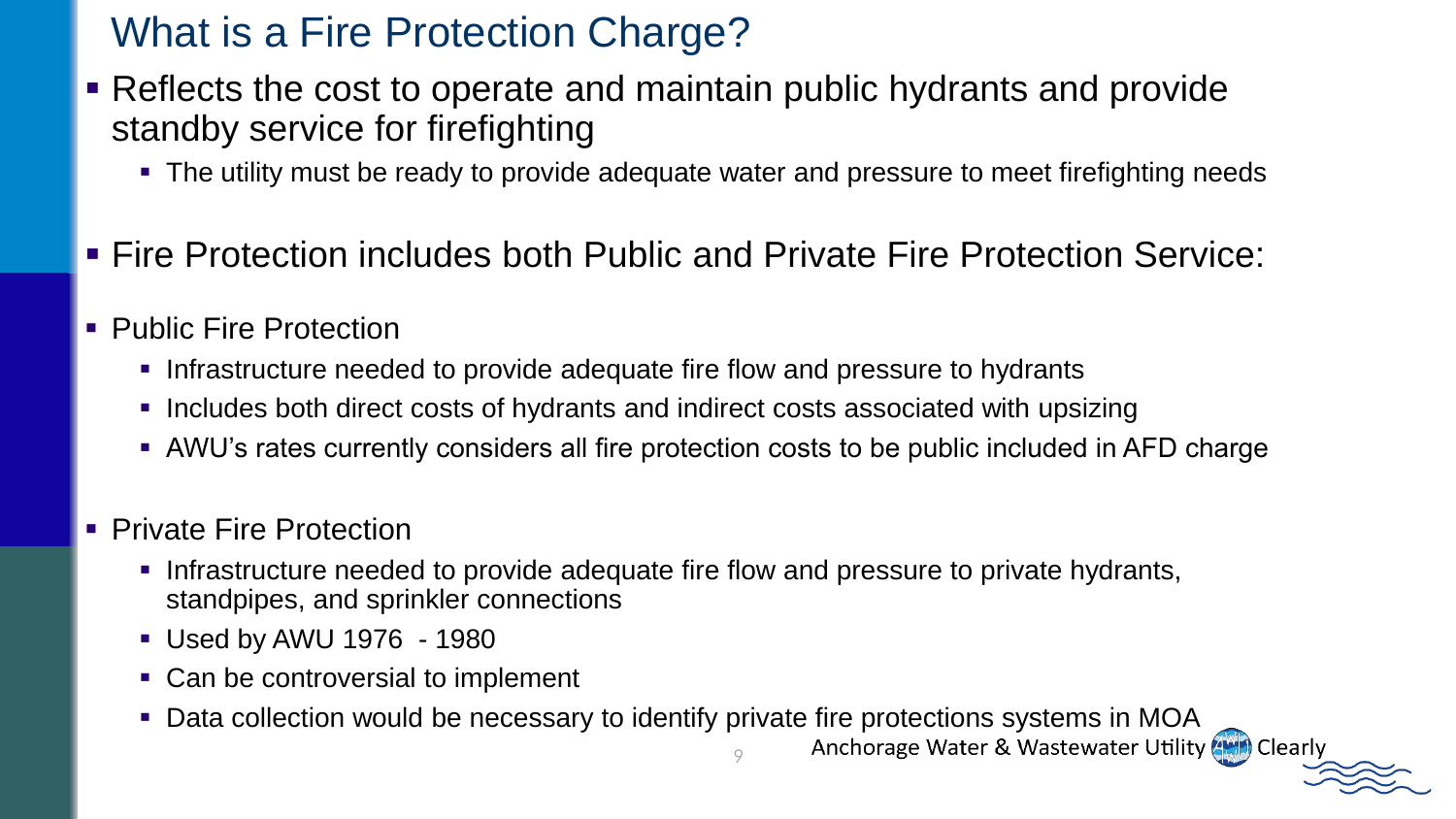# What is a Fire Protection Charge?

- Reflects the cost to operate and maintain public hydrants and provide standby service for firefighting
  - The utility must be ready to provide adequate water and pressure to meet firefighting needs
- Fire Protection includes both Public and Private Fire Protection Service:
- Public Fire Protection
  - Infrastructure needed to provide adequate fire flow and pressure to hydrants
  - Includes both direct costs of hydrants and indirect costs associated with upsizing
  - AWU's rates currently considers all fire protection costs to be public included in AFD charge
- Private Fire Protection
  - Infrastructure needed to provide adequate fire flow and pressure to private hydrants, standpipes, and sprinkler connections
  - Used by AWU 1976 - 1980
  - Can be controversial to implement
  - Data collection would be necessary to identify private fire protections systems in MOA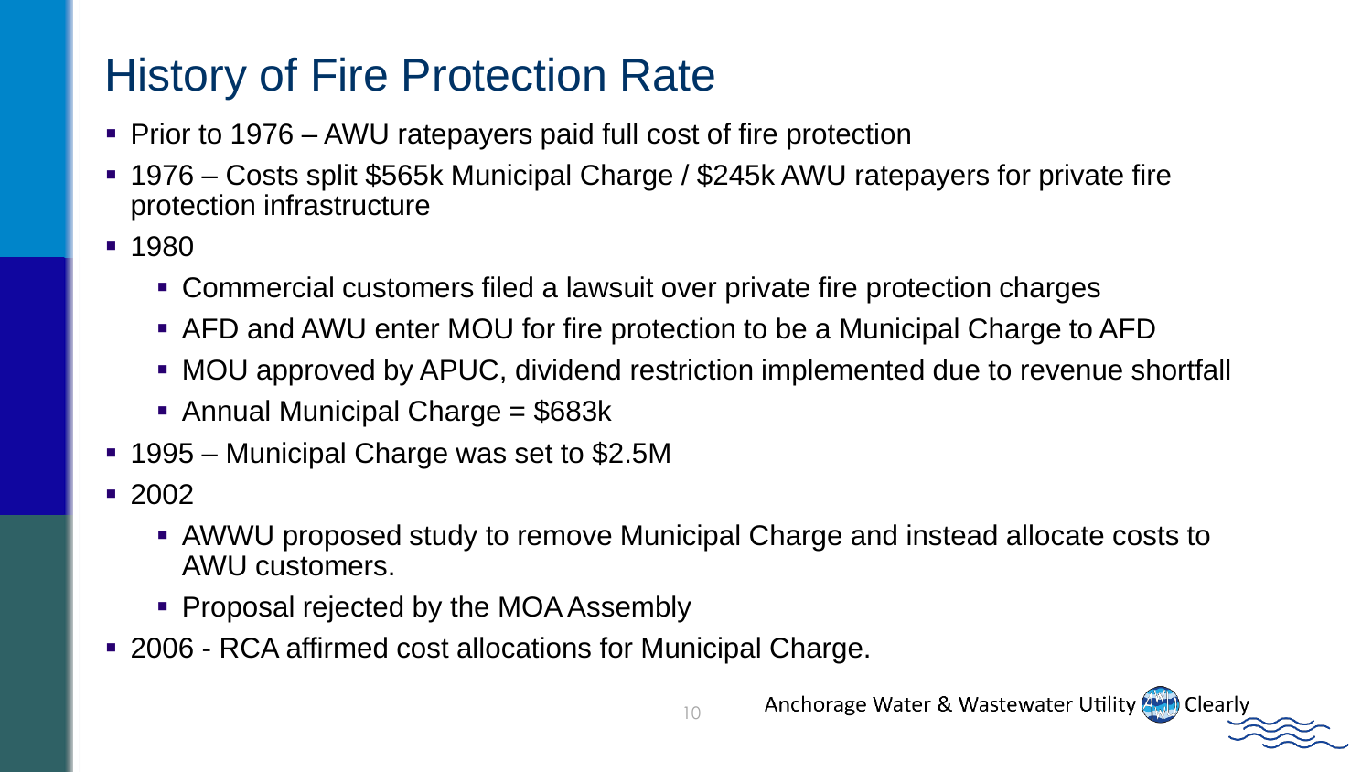# History of Fire Protection Rate

- Prior to 1976 – AWU ratepayers paid full cost of fire protection
- 1976 – Costs split $565k Municipal Charge / $245k AWU ratepayers for private fire protection infrastructure
- 1980
  - Commercial customers filed a lawsuit over private fire protection charges
  - AFD and AWU enter MOU for fire protection to be a Municipal Charge to AFD
  - MOU approved by APUC, dividend restriction implemented due to revenue shortfall
  - Annual Municipal Charge = $683k
- 1995 – Municipal Charge was set to $2.5M
- 2002
  - AWWU proposed study to remove Municipal Charge and instead allocate costs to AWU customers.
  - Proposal rejected by the MOA Assembly
- 2006 - RCA affirmed cost allocations for Municipal Charge.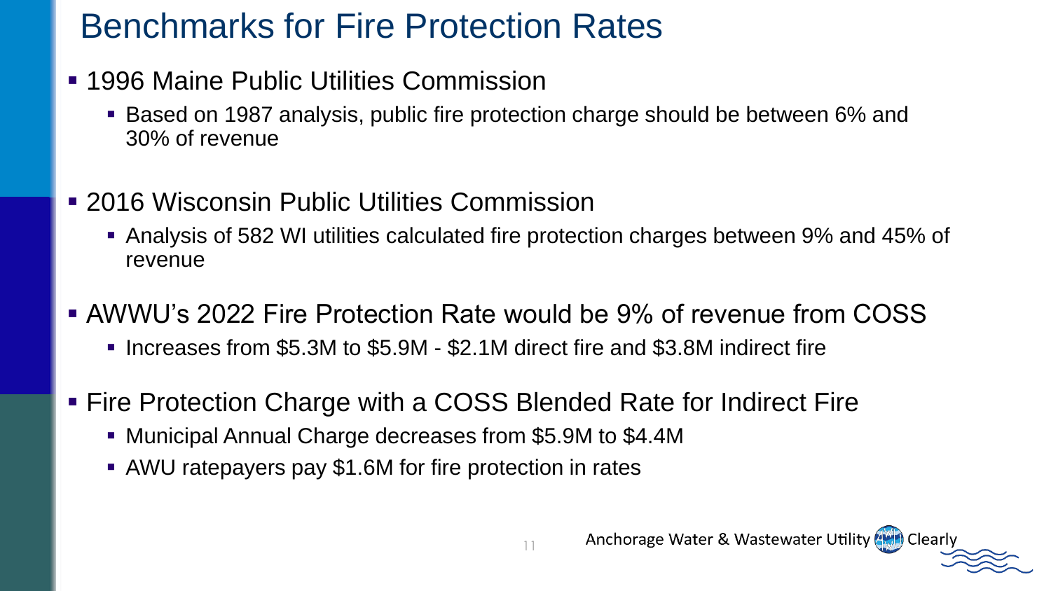# Benchmarks for Fire Protection Rates

- 1996 Maine Public Utilities Commission
  - Based on 1987 analysis, public fire protection charge should be between 6% and 30% of revenue
- 2016 Wisconsin Public Utilities Commission
  - Analysis of 582 WI utilities calculated fire protection charges between 9% and 45% of revenue
- AWWU's 2022 Fire Protection Rate would be 9% of revenue from COSS
  - Increases from $5.3M to $5.9M - $2.1M direct fire and $3.8M indirect fire
- Fire Protection Charge with a COSS Blended Rate for Indirect Fire
  - Municipal Annual Charge decreases from $5.9M to $4.4M
  - AWU ratepayers pay $1.6M for fire protection in rates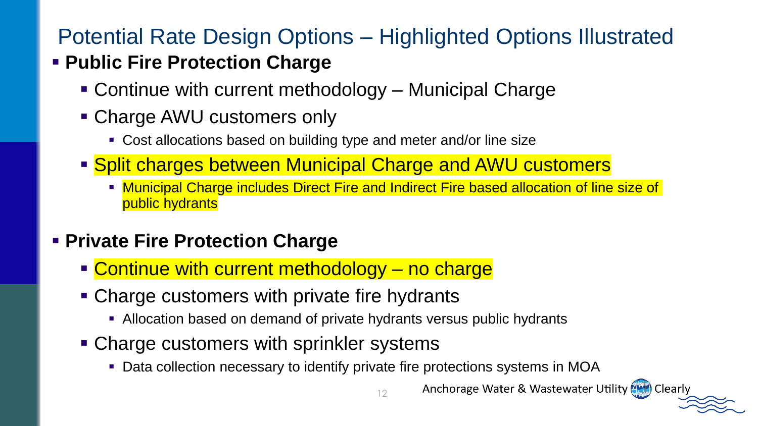# Potential Rate Design Options – Highlighted Options Illustrated

- **Public Fire Protection Charge**
  - Continue with current methodology – Municipal Charge
  - Charge AWU customers only
    - Cost allocations based on building type and meter and/or line size
  - Split charges between Municipal Charge and AWU customers
    - Municipal Charge includes Direct Fire and Indirect Fire based allocation of line size of public hydrants
- **Private Fire Protection Charge**
  - Continue with current methodology – no charge
  - Charge customers with private fire hydrants
    - Allocation based on demand of private hydrants versus public hydrants
  - Charge customers with sprinkler systems
    - Data collection necessary to identify private fire protections systems in MOA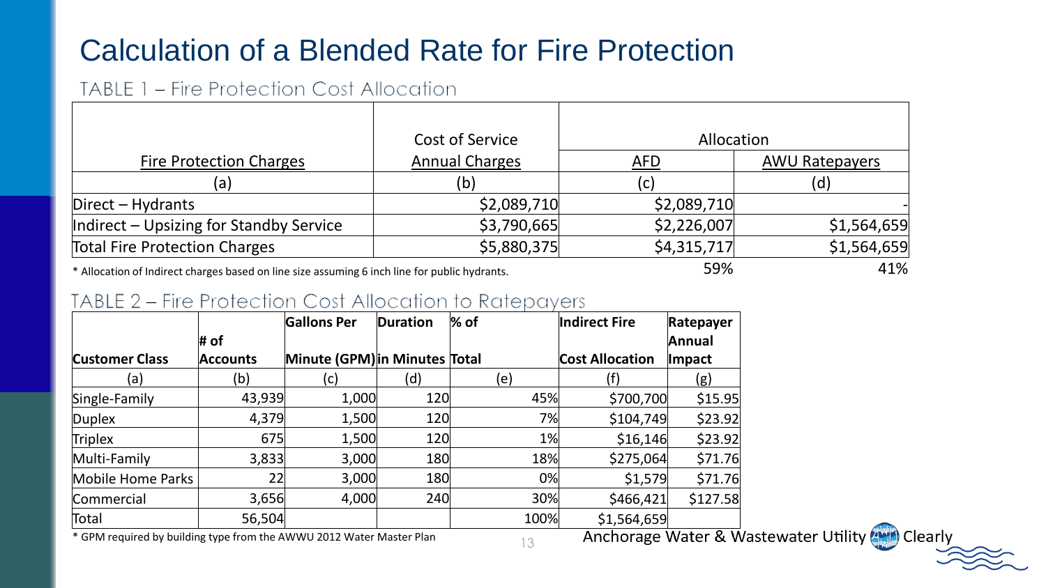# Calculation of a Blended Rate for Fire Protection

## TABLE 1 – Fire Protection Cost Allocation

| Fire Protection Charges | Cost of Service Annual Charges | Allocation | |
|---|---|---|---|
| | | AFD | AWU Ratepayers |
| (a) | (b) | (c) | (d) |
| Direct – Hydrants | $2,089,710 | $2,089,710 | - |
| Indirect – Upsizing for Standby Service | $3,790,665 | $2,226,007 | $1,564,659 |
| Total Fire Protection Charges | $5,880,375 | $4,315,717 | $1,564,659 |
| | | 59% | 41% |

* Allocation of Indirect charges based on line size assuming 6 inch line for public hydrants.

## TABLE 2 – Fire Protection Cost Allocation to Ratepayers

| Customer Class | # of Accounts | Gallons Per Minute (GPM) | Duration in Minutes | % of Total | Indirect Fire Cost Allocation | Ratepayer Annual Impact |
|---|---|---|---|---|---|---|
| (a) | (b) | (c) | (d) | (e) | (f) | (g) |
| Single-Family | 43,939 | 1,000 | 120 | 45% | $700,700 | $15.95 |
| Duplex | 4,379 | 1,500 | 120 | 7% | $104,749 | $23.92 |
| Triplex | 675 | 1,500 | 120 | 1% | $16,146 | $23.92 |
| Multi-Family | 3,833 | 3,000 | 180 | 18% | $275,064 | $71.76 |
| Mobile Home Parks | 22 | 3,000 | 180 | 0% | $1,579 | $71.76 |
| Commercial | 3,656 | 4,000 | 240 | 30% | $466,421 | $127.58 |
| Total | 56,504 | | | 100% | $1,564,659 | |

* GPM required by building type from the AWWU 2012 Water Master Plan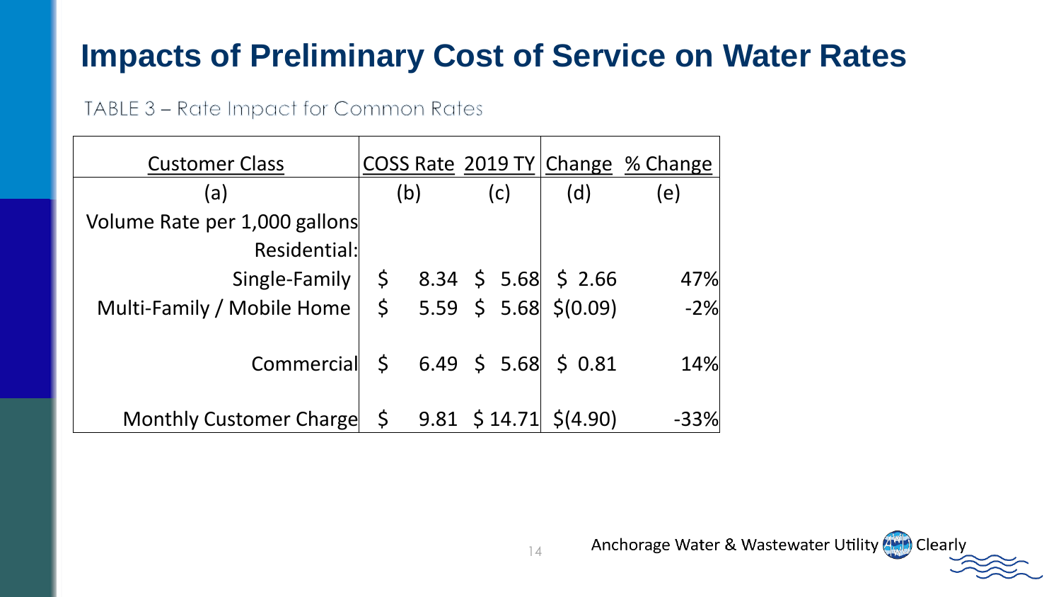# Impacts of Preliminary Cost of Service on Water Rates

TABLE 3 – Rate Impact for Common Rates

| Customer Class | COSS Rate | 2019 TY | Change | % Change |
|---|---|---|---|---|
| (a) | (b) | (c) | (d) | (e) |
| Volume Rate per 1,000 gallons | | | | |
| Residential: | | | | |
| Single-Family | $ 8.34 | $ 5.68 | $ 2.66 | 47% |
| Multi-Family / Mobile Home | $ 5.59 | $ 5.68 | $(0.09) | -2% |
| Commercial | $ 6.49 | $ 5.68 | $ 0.81 | 14% |
| Monthly Customer Charge | $ 9.81 | $ 14.71 | $(4.90) | -33% |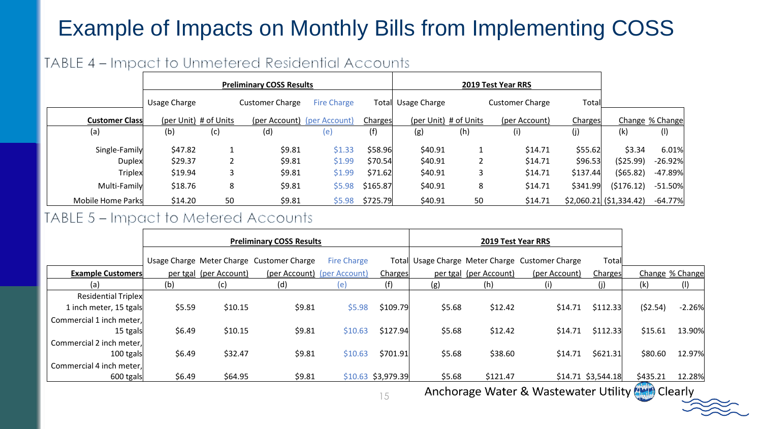# Example of Impacts on Monthly Bills from Implementing COSS

## TABLE 4 – Impact to Unmetered Residential Accounts

| | Preliminary COSS Results | | | | | 2019 Test Year RRS | | | | | |
|---|---|---|---|---|---|---|---|---|---|---|---|
| | Usage Charge | | Customer Charge | Fire Charge | Total | Usage Charge | | Customer Charge | Total | | |
| **Customer Class** | (per Unit) | # of Units | (per Account) | (per Account) | Charges | (per Unit) | # of Units | (per Account) | Charges | Change | % Change |
| (a) | (b) | (c) | (d) | (e) | (f) | (g) | (h) | (i) | (j) | (k) | (l) |
| Single-Family | $47.82 | 1 | $9.81 | $1.33 | $58.96 | $40.91 | 1 | $14.71 | $55.62 | $3.34 | 6.01% |
| Duplex | $29.37 | 2 | $9.81 | $1.99 | $70.54 | $40.91 | 2 | $14.71 | $96.53 | ($25.99) | -26.92% |
| Triplex | $19.94 | 3 | $9.81 | $1.99 | $71.62 | $40.91 | 3 | $14.71 | $137.44 | ($65.82) | -47.89% |
| Multi-Family | $18.76 | 8 | $9.81 | $5.98 | $165.87 | $40.91 | 8 | $14.71 | $341.99 | ($176.12) | -51.50% |
| Mobile Home Parks | $14.20 | 50 | $9.81 | $5.98 | $725.79 | $40.91 | 50 | $14.71 | $2,060.21 | ($1,334.42) | -64.77% |

## TABLE 5 – Impact to Metered Accounts

| | Preliminary COSS Results | | | | | 2019 Test Year RRS | | | | | |
|---|---|---|---|---|---|---|---|---|---|---|---|
| | Usage Charge | Meter Charge | Customer Charge | Fire Charge | Total | Usage Charge | Meter Charge | Customer Charge | Total | | |
| **Example Customers** | per tgal | (per Account) | (per Account) | (per Account) | Charges | per tgal | (per Account) | (per Account) | Charges | Change | % Change |
| (a) | (b) | (c) | (d) | (e) | (f) | (g) | (h) | (i) | (j) | (k) | (l) |
| Residential Triplex 1 inch meter, 15 tgals | $5.59 | $10.15 | $9.81 | $5.98 | $109.79 | $5.68 | $12.42 | $14.71 | $112.33 | ($2.54) | -2.26% |
| Commercial 1 inch meter, 15 tgals | $6.49 | $10.15 | $9.81 | $10.63 | $127.94 | $5.68 | $12.42 | $14.71 | $112.33 | $15.61 | 13.90% |
| Commercial 2 inch meter, 100 tgals | $6.49 | $32.47 | $9.81 | $10.63 | $701.91 | $5.68 | $38.60 | $14.71 | $621.31 | $80.60 | 12.97% |
| Commercial 4 inch meter, 600 tgals | $6.49 | $64.95 | $9.81 | $10.63 | $3,979.39 | $5.68 | $121.47 | $14.71 | $3,544.18 | $435.21 | 12.28% |

Anchorage Water & Wastewater Utility | Clearly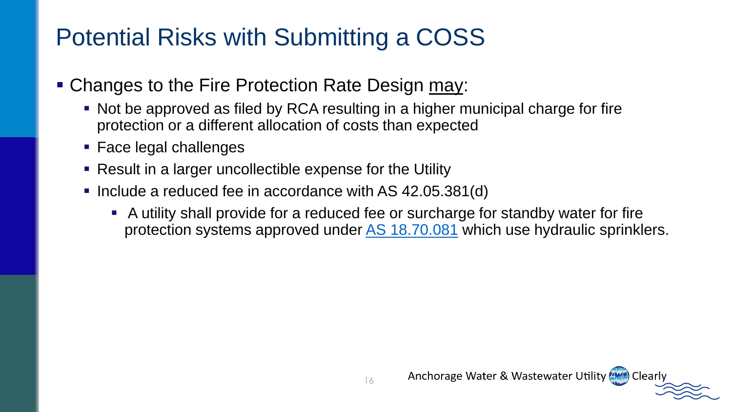# Potential Risks with Submitting a COSS

- Changes to the Fire Protection Rate Design <u>may</u>:
  - Not be approved as filed by RCA resulting in a higher municipal charge for fire protection or a different allocation of costs than expected
  - Face legal challenges
  - Result in a larger uncollectible expense for the Utility
  - Include a reduced fee in accordance with AS 42.05.381(d)
    - A utility shall provide for a reduced fee or surcharge for standby water for fire protection systems approved under [AS 18.70.081]() which use hydraulic sprinklers.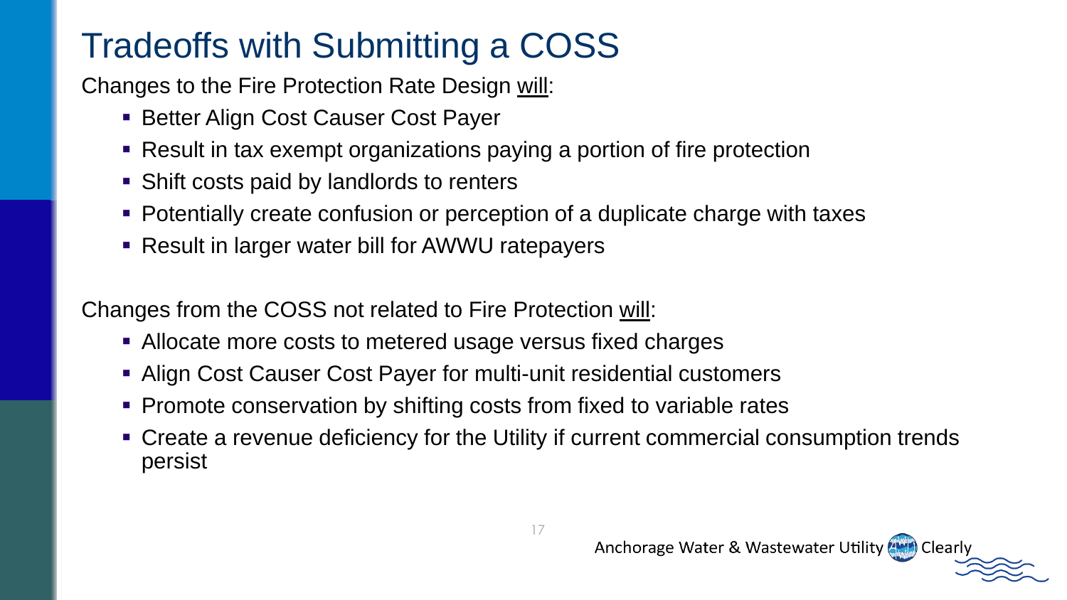# Tradeoffs with Submitting a COSS

Changes to the Fire Protection Rate Design <u>will</u>:

- Better Align Cost Causer Cost Payer
- Result in tax exempt organizations paying a portion of fire protection
- Shift costs paid by landlords to renters
- Potentially create confusion or perception of a duplicate charge with taxes
- Result in larger water bill for AWWU ratepayers

Changes from the COSS not related to Fire Protection <u>will</u>:

- Allocate more costs to metered usage versus fixed charges
- Align Cost Causer Cost Payer for multi-unit residential customers
- Promote conservation by shifting costs from fixed to variable rates
- Create a revenue deficiency for the Utility if current commercial consumption trends persist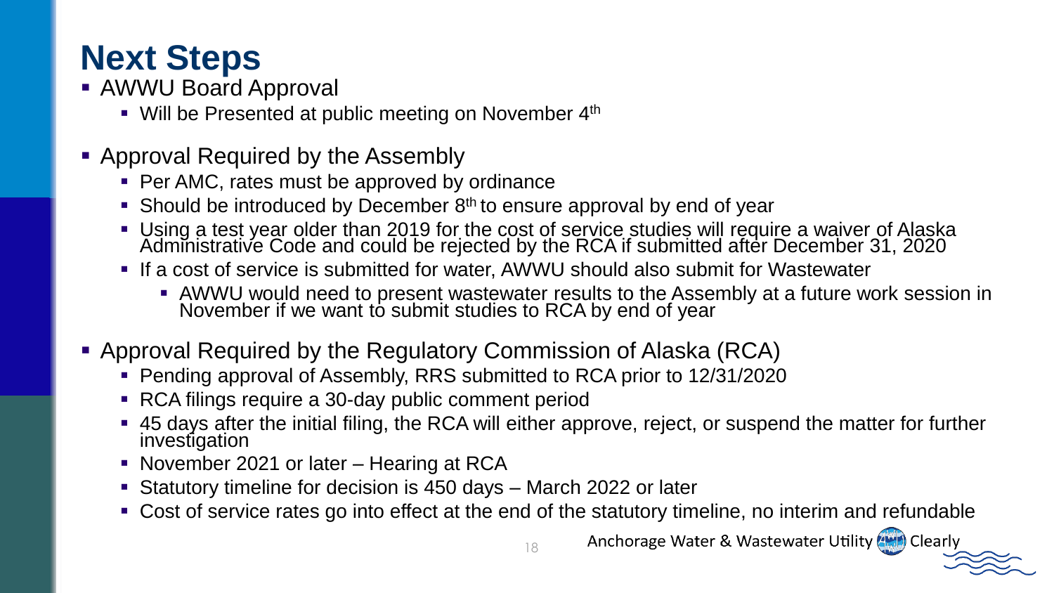# Next Steps

- AWWU Board Approval
  - Will be Presented at public meeting on November 4th
- Approval Required by the Assembly
  - Per AMC, rates must be approved by ordinance
  - Should be introduced by December 8th to ensure approval by end of year
  - Using a test year older than 2019 for the cost of service studies will require a waiver of Alaska Administrative Code and could be rejected by the RCA if submitted after December 31, 2020
  - If a cost of service is submitted for water, AWWU should also submit for Wastewater
    - AWWU would need to present wastewater results to the Assembly at a future work session in November if we want to submit studies to RCA by end of year
- Approval Required by the Regulatory Commission of Alaska (RCA)
  - Pending approval of Assembly, RRS submitted to RCA prior to 12/31/2020
  - RCA filings require a 30-day public comment period
  - 45 days after the initial filing, the RCA will either approve, reject, or suspend the matter for further investigation
  - November 2021 or later – Hearing at RCA
  - Statutory timeline for decision is 450 days – March 2022 or later
  - Cost of service rates go into effect at the end of the statutory timeline, no interim and refundable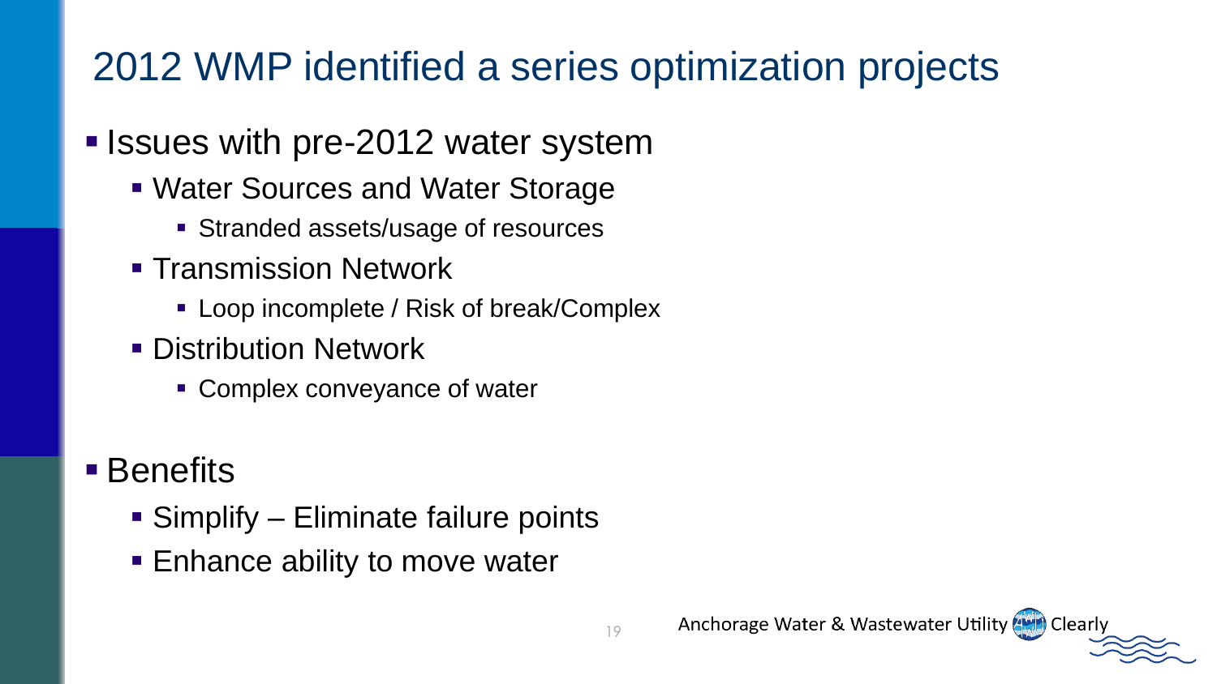# 2012 WMP identified a series optimization projects

- Issues with pre-2012 water system
  - Water Sources and Water Storage
    - Stranded assets/usage of resources
  - Transmission Network
    - Loop incomplete / Risk of break/Complex
  - Distribution Network
    - Complex conveyance of water

- Benefits
  - Simplify – Eliminate failure points
  - Enhance ability to move water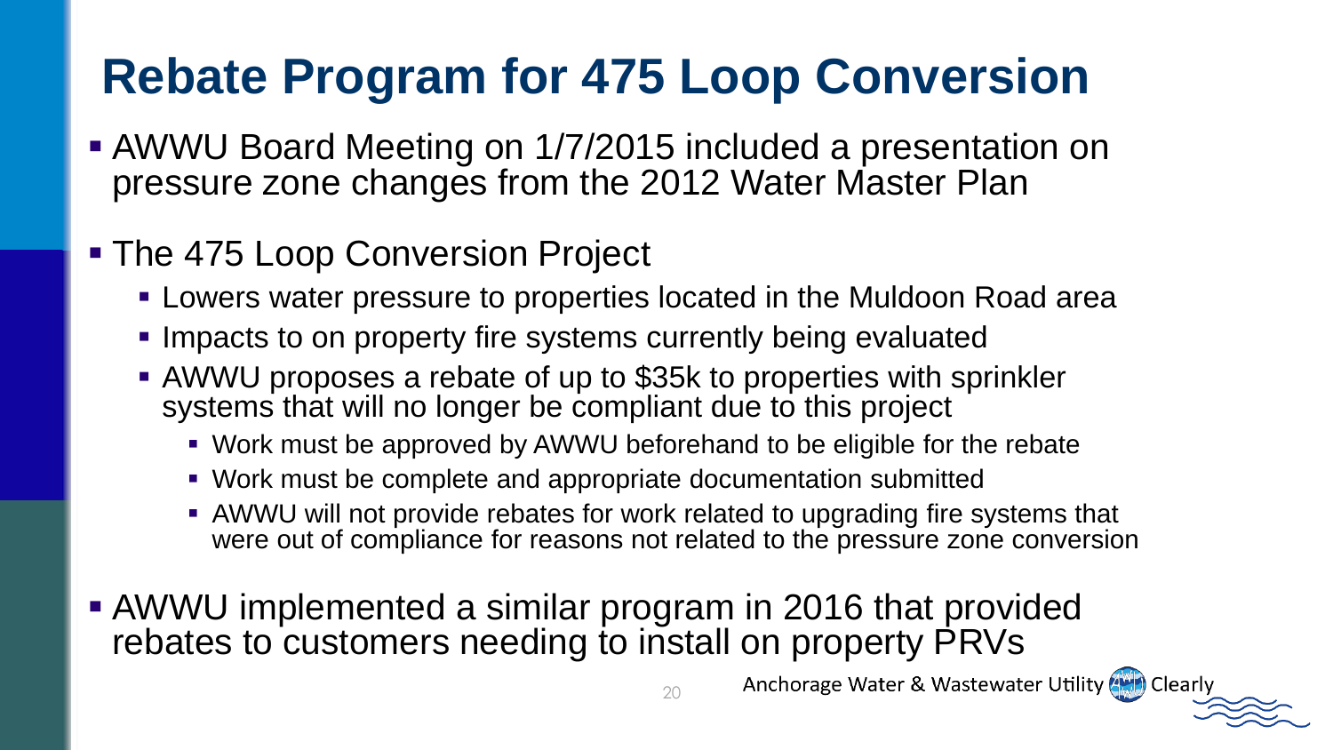# Rebate Program for 475 Loop Conversion

- AWWU Board Meeting on 1/7/2015 included a presentation on pressure zone changes from the 2012 Water Master Plan
- The 475 Loop Conversion Project
  - Lowers water pressure to properties located in the Muldoon Road area
  - Impacts to on property fire systems currently being evaluated
  - AWWU proposes a rebate of up to $35k to properties with sprinkler systems that will no longer be compliant due to this project
    - Work must be approved by AWWU beforehand to be eligible for the rebate
    - Work must be complete and appropriate documentation submitted
    - AWWU will not provide rebates for work related to upgrading fire systems that were out of compliance for reasons not related to the pressure zone conversion
- AWWU implemented a similar program in 2016 that provided rebates to customers needing to install on property PRVs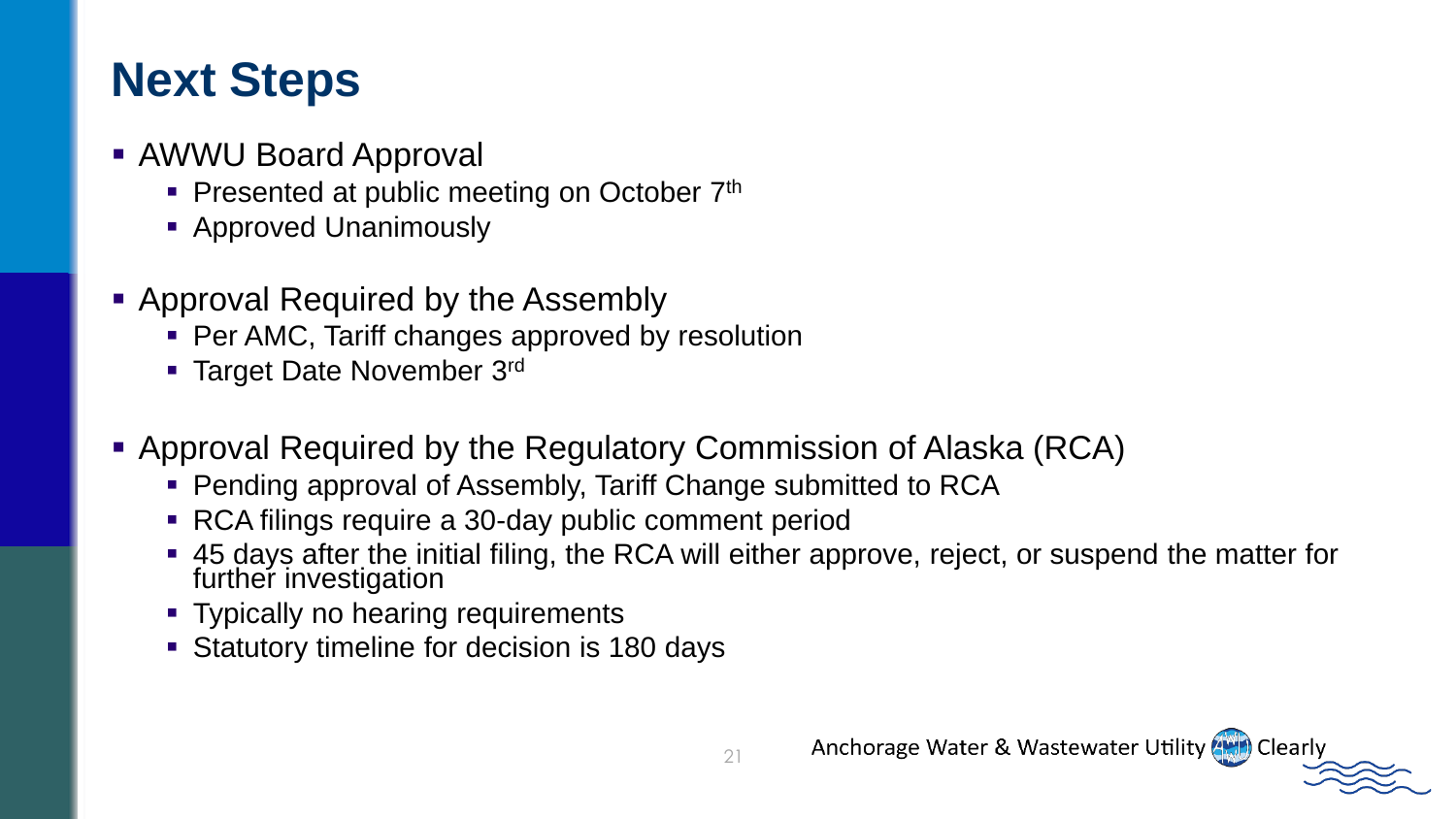# Next Steps

- AWWU Board Approval
  - Presented at public meeting on October 7th
  - Approved Unanimously
- Approval Required by the Assembly
  - Per AMC, Tariff changes approved by resolution
  - Target Date November 3rd
- Approval Required by the Regulatory Commission of Alaska (RCA)
  - Pending approval of Assembly, Tariff Change submitted to RCA
  - RCA filings require a 30-day public comment period
  - 45 days after the initial filing, the RCA will either approve, reject, or suspend the matter for further investigation
  - Typically no hearing requirements
  - Statutory timeline for decision is 180 days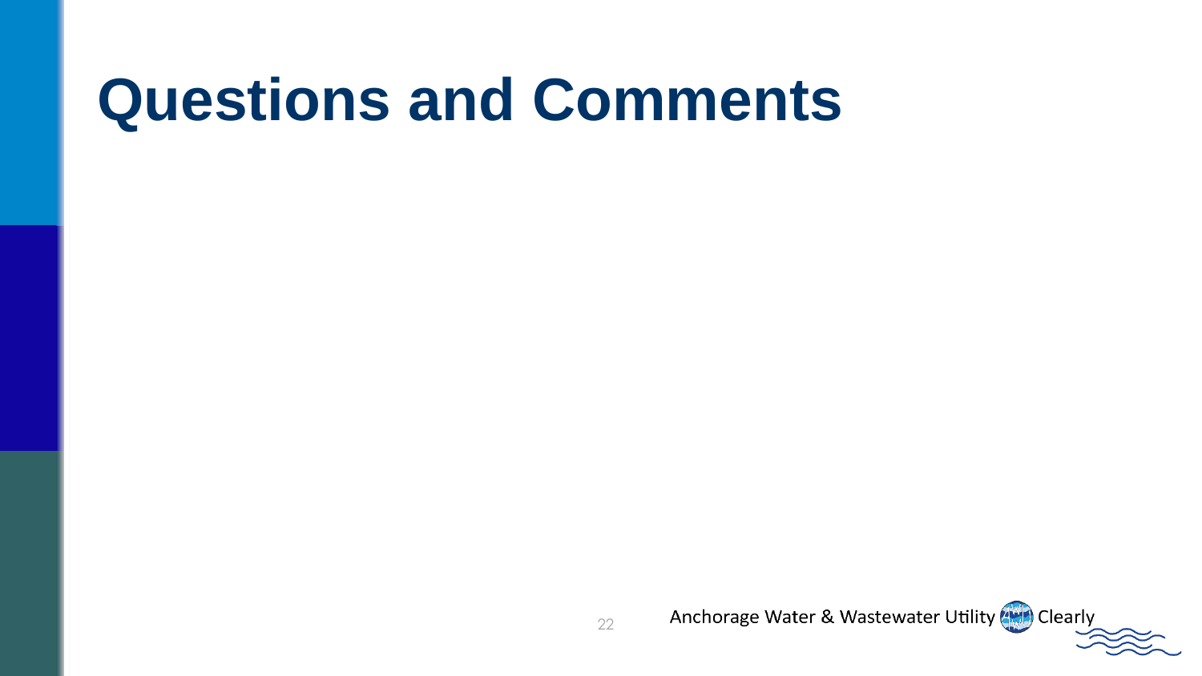# Questions and Comments